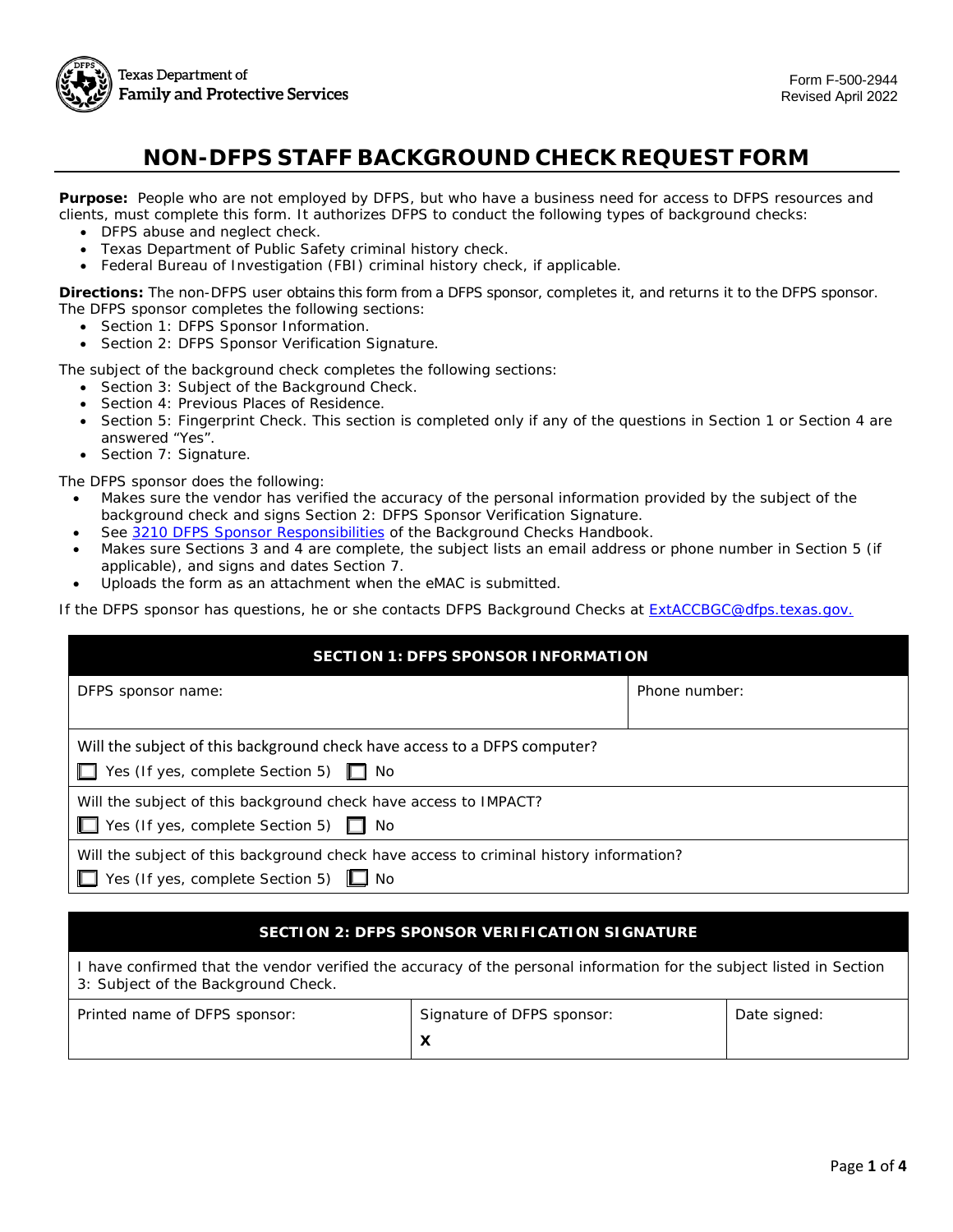Texas Department of Family and Protective Services

Form F-500-2944
Revised April 2022

# NON-DFPS STAFF BACKGROUND CHECK REQUEST FORM

**Purpose:** People who are not employed by DFPS, but who have a business need for access to DFPS resources and clients, must complete this form. It authorizes DFPS to conduct the following types of background checks:

- DFPS abuse and neglect check.
- Texas Department of Public Safety criminal history check.
- Federal Bureau of Investigation (FBI) criminal history check, if applicable.

**Directions:** The non-DFPS user obtains this form from a DFPS sponsor, completes it, and returns it to the DFPS sponsor. The DFPS sponsor completes the following sections:

- Section 1: DFPS Sponsor Information.
- Section 2: DFPS Sponsor Verification Signature.

The subject of the background check completes the following sections:

- Section 3: Subject of the Background Check.
- Section 4: Previous Places of Residence.
- Section 5: Fingerprint Check. This section is completed only if any of the questions in Section 1 or Section 4 are answered "Yes".
- Section 7: Signature.

The DFPS sponsor does the following:

- Makes sure the vendor has verified the accuracy of the personal information provided by the subject of the background check and signs Section 2: DFPS Sponsor Verification Signature.
- See [3210 DFPS Sponsor Responsibilities] of the Background Checks Handbook.
- Makes sure Sections 3 and 4 are complete, the subject lists an email address or phone number in Section 5 (if applicable), and signs and dates Section 7.
- Uploads the form as an attachment when the eMAC is submitted.

If the DFPS sponsor has questions, he or she contacts DFPS Background Checks at ExtACCBGC@dfps.texas.gov.

## SECTION 1: DFPS SPONSOR INFORMATION

| DFPS sponsor name: | Phone number: |
|---|---|
| | |

Will the subject of this background check have access to a DFPS computer?

☐ Yes (If yes, complete Section 5) ☐ No

Will the subject of this background check have access to IMPACT?

☐ Yes (If yes, complete Section 5) ☐ No

Will the subject of this background check have access to criminal history information?

☐ Yes (If yes, complete Section 5) ☐ No

## SECTION 2: DFPS SPONSOR VERIFICATION SIGNATURE

I have confirmed that the vendor verified the accuracy of the personal information for the subject listed in Section 3: Subject of the Background Check.

| Printed name of DFPS sponsor: | Signature of DFPS sponsor: | Date signed: |
|---|---|---|
| | X | |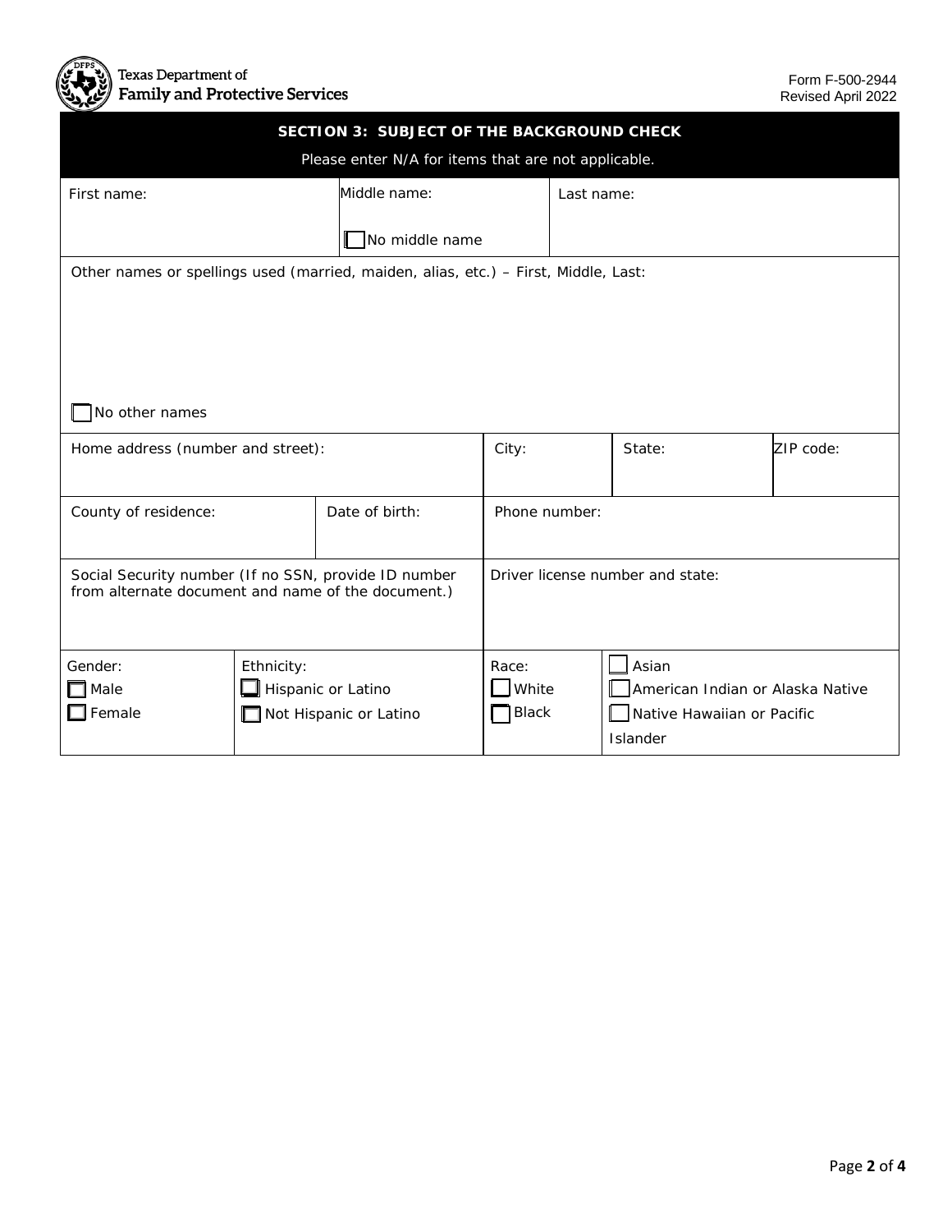Texas Department of Family and Protective Services

Form F-500-2944
Revised April 2022

## SECTION 3: SUBJECT OF THE BACKGROUND CHECK

Please enter N/A for items that are not applicable.

| First name: | Middle name: ☐ No middle name | Last name: |
|---|---|---|

Other names or spellings used (married, maiden, alias, etc.) – First, Middle, Last:

☐ No other names

| Home address (number and street): | City: | State: | ZIP code: |
|---|---|---|---|

| County of residence: | Date of birth: | Phone number: |
|---|---|---|

| Social Security number (If no SSN, provide ID number from alternate document and name of the document.) | Driver license number and state: |
|---|---|

| Gender: | Ethnicity: | Race: | |
|---|---|---|---|
| ☐ Male | ☐ Hispanic or Latino | ☐ White | ☐ Asian |
| ☐ Female | ☐ Not Hispanic or Latino | ☐ Black | ☐ American Indian or Alaska Native |
| | | | ☐ Native Hawaiian or Pacific Islander |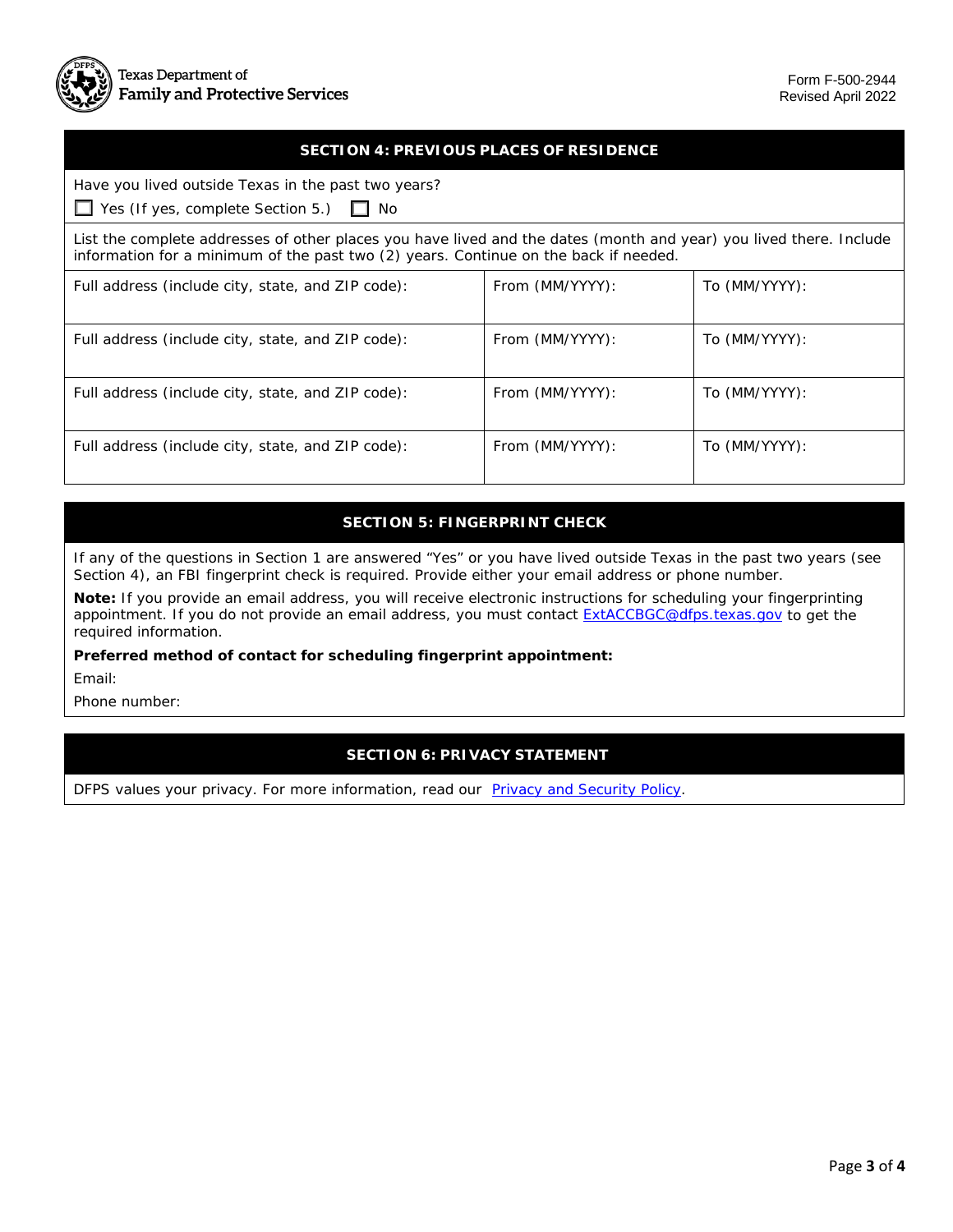## SECTION 4: PREVIOUS PLACES OF RESIDENCE

Have you lived outside Texas in the past two years?

☐ Yes (If yes, complete Section 5.) ☐ No

List the complete addresses of other places you have lived and the dates (month and year) you lived there. Include information for a minimum of the past two (2) years. Continue on the back if needed.

| Full address (include city, state, and ZIP code): | From (MM/YYYY): | To (MM/YYYY): |
|---|---|---|
| Full address (include city, state, and ZIP code): | From (MM/YYYY): | To (MM/YYYY): |
| Full address (include city, state, and ZIP code): | From (MM/YYYY): | To (MM/YYYY): |
| Full address (include city, state, and ZIP code): | From (MM/YYYY): | To (MM/YYYY): |

## SECTION 5: FINGERPRINT CHECK

If any of the questions in Section 1 are answered "Yes" or you have lived outside Texas in the past two years (see Section 4), an FBI fingerprint check is required. Provide either your email address or phone number.

**Note:** If you provide an email address, you will receive electronic instructions for scheduling your fingerprinting appointment. If you do not provide an email address, you must contact ExtACCBGC@dfps.texas.gov to get the required information.

**Preferred method of contact for scheduling fingerprint appointment:**

Email:

Phone number:

## SECTION 6: PRIVACY STATEMENT

DFPS values your privacy. For more information, read our Privacy and Security Policy.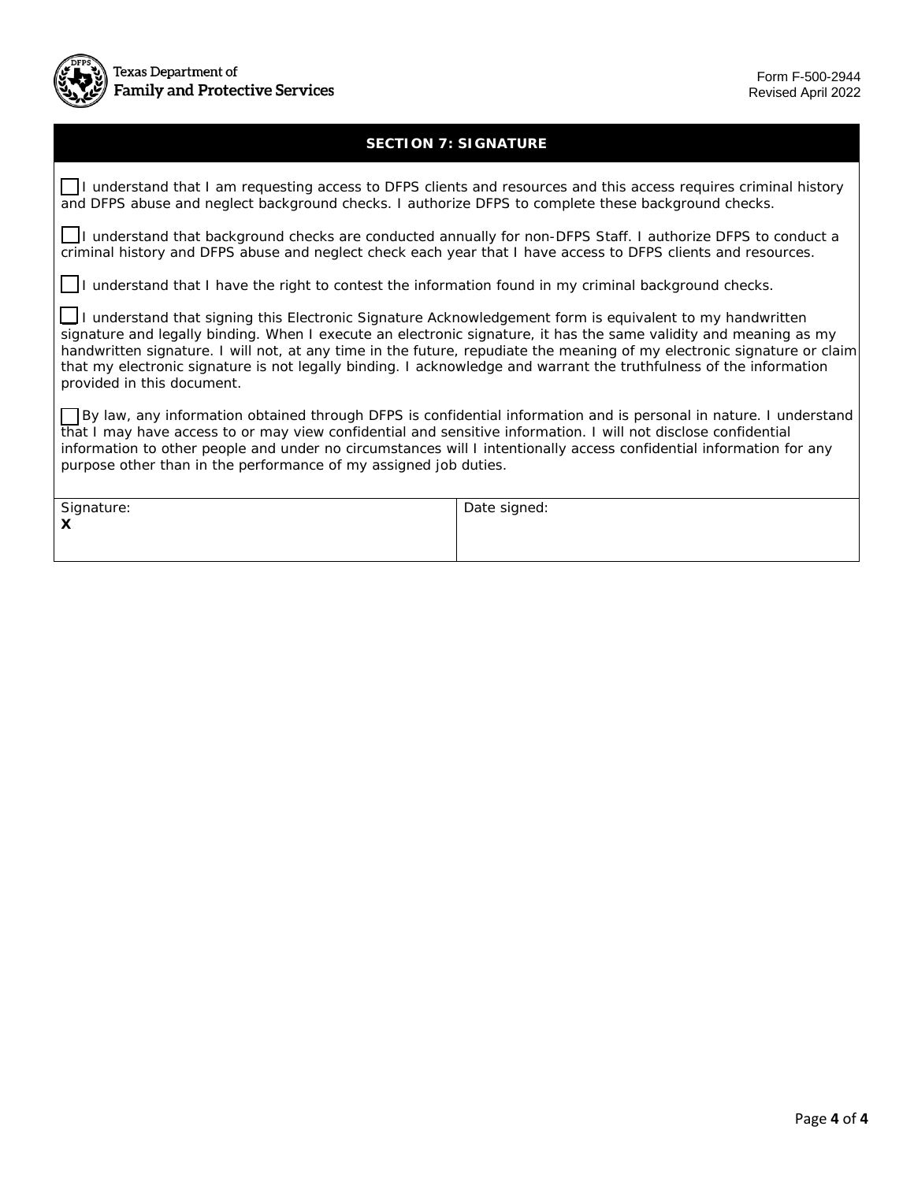Texas Department of Family and Protective Services

Form F-500-2944
Revised April 2022

## SECTION 7: SIGNATURE

☐ I understand that I am requesting access to DFPS clients and resources and this access requires criminal history and DFPS abuse and neglect background checks. I authorize DFPS to complete these background checks.

☐ I understand that background checks are conducted annually for non-DFPS Staff. I authorize DFPS to conduct a criminal history and DFPS abuse and neglect check each year that I have access to DFPS clients and resources.

☐ I understand that I have the right to contest the information found in my criminal background checks.

☐ I understand that signing this Electronic Signature Acknowledgement form is equivalent to my handwritten signature and legally binding. When I execute an electronic signature, it has the same validity and meaning as my handwritten signature. I will not, at any time in the future, repudiate the meaning of my electronic signature or claim that my electronic signature is not legally binding. I acknowledge and warrant the truthfulness of the information provided in this document.

☐ By law, any information obtained through DFPS is confidential information and is personal in nature. I understand that I may have access to or may view confidential and sensitive information. I will not disclose confidential information to other people and under no circumstances will I intentionally access confidential information for any purpose other than in the performance of my assigned job duties.

| | |
|---|---|
| Signature:<br>**X** | Date signed: |